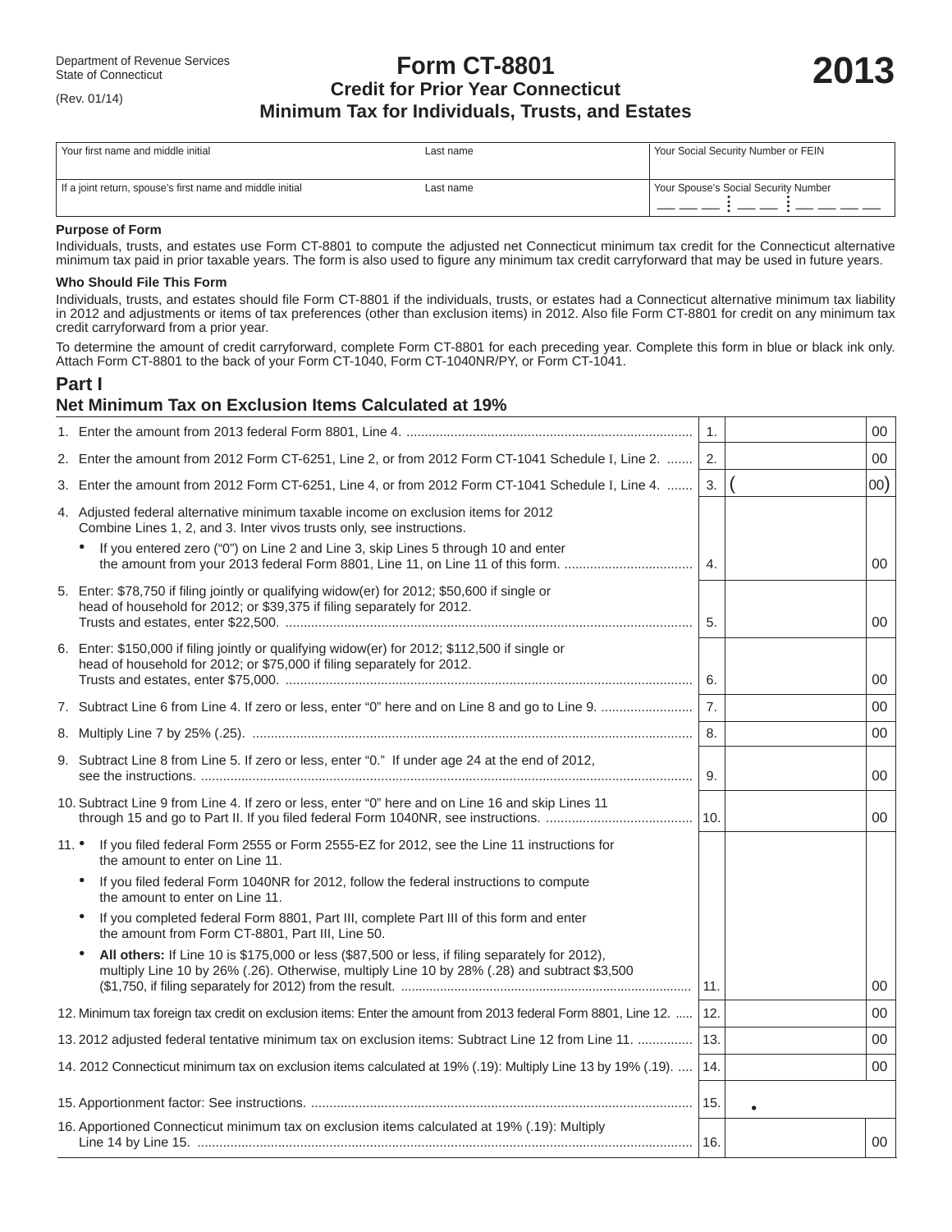Department of Revenue Services
State of Connecticut

(Rev. 01/14)

# Form CT-8801

## Credit for Prior Year Connecticut Minimum Tax for Individuals, Trusts, and Estates

**2013**

| Your first name and middle initial | Last name | Your Social Security Number or FEIN |
|---|---|---|
| If a joint return, spouse's first name and middle initial | Last name | Your Spouse's Social Security Number |

### Purpose of Form

Individuals, trusts, and estates use Form CT-8801 to compute the adjusted net Connecticut minimum tax credit for the Connecticut alternative minimum tax paid in prior taxable years. The form is also used to figure any minimum tax credit carryforward that may be used in future years.

### Who Should File This Form

Individuals, trusts, and estates should file Form CT-8801 if the individuals, trusts, or estates had a Connecticut alternative minimum tax liability in 2012 and adjustments or items of tax preferences (other than exclusion items) in 2012. Also file Form CT-8801 for credit on any minimum tax credit carryforward from a prior year.

To determine the amount of credit carryforward, complete Form CT-8801 for each preceding year. Complete this form in blue or black ink only. Attach Form CT-8801 to the back of your Form CT-1040, Form CT-1040NR/PY, or Form CT-1041.

## Part I
## Net Minimum Tax on Exclusion Items Calculated at 19%

| Line | Description | No. | Amount |
|---|---|---|---|
| 1. | Enter the amount from 2013 federal Form 8801, Line 4. | 1. | 00 |
| 2. | Enter the amount from 2012 Form CT-6251, Line 2, or from 2012 Form CT-1041 Schedule I, Line 2. | 2. | 00 |
| 3. | Enter the amount from 2012 Form CT-6251, Line 4, or from 2012 Form CT-1041 Schedule I, Line 4. | 3. | ( 00) |
| 4. | Adjusted federal alternative minimum taxable income on exclusion items for 2012. Combine Lines 1, 2, and 3. Inter vivos trusts only, see instructions. • If you entered zero ("0") on Line 2 and Line 3, skip Lines 5 through 10 and enter the amount from your 2013 federal Form 8801, Line 11, on Line 11 of this form. | 4. | 00 |
| 5. | Enter: $78,750 if filing jointly or qualifying widow(er) for 2012; $50,600 if single or head of household for 2012; or $39,375 if filing separately for 2012. Trusts and estates, enter $22,500. | 5. | 00 |
| 6. | Enter: $150,000 if filing jointly or qualifying widow(er) for 2012; $112,500 if single or head of household for 2012; or $75,000 if filing separately for 2012. Trusts and estates, enter $75,000. | 6. | 00 |
| 7. | Subtract Line 6 from Line 4. If zero or less, enter "0" here and on Line 8 and go to Line 9. | 7. | 00 |
| 8. | Multiply Line 7 by 25% (.25). | 8. | 00 |
| 9. | Subtract Line 8 from Line 5. If zero or less, enter "0." If under age 24 at the end of 2012, see the instructions. | 9. | 00 |
| 10. | Subtract Line 9 from Line 4. If zero or less, enter "0" here and on Line 16 and skip Lines 11 through 15 and go to Part II. If you filed federal Form 1040NR, see instructions. | 10. | 00 |
| 11. | • If you filed federal Form 2555 or Form 2555-EZ for 2012, see the Line 11 instructions for the amount to enter on Line 11. • If you filed federal Form 1040NR for 2012, follow the federal instructions to compute the amount to enter on Line 11. • If you completed federal Form 8801, Part III, complete Part III of this form and enter the amount from Form CT-8801, Part III, Line 50. • **All others:** If Line 10 is $175,000 or less ($87,500 or less, if filing separately for 2012), multiply Line 10 by 26% (.26). Otherwise, multiply Line 10 by 28% (.28) and subtract $3,500 ($1,750, if filing separately for 2012) from the result. | 11. | 00 |
| 12. | Minimum tax foreign tax credit on exclusion items: Enter the amount from 2013 federal Form 8801, Line 12. | 12. | 00 |
| 13. | 2012 adjusted federal tentative minimum tax on exclusion items: Subtract Line 12 from Line 11. | 13. | 00 |
| 14. | 2012 Connecticut minimum tax on exclusion items calculated at 19% (.19): Multiply Line 13 by 19% (.19). | 14. | 00 |
| 15. | Apportionment factor: See instructions. | 15. | . |
| 16. | Apportioned Connecticut minimum tax on exclusion items calculated at 19% (.19): Multiply Line 14 by Line 15. | 16. | 00 |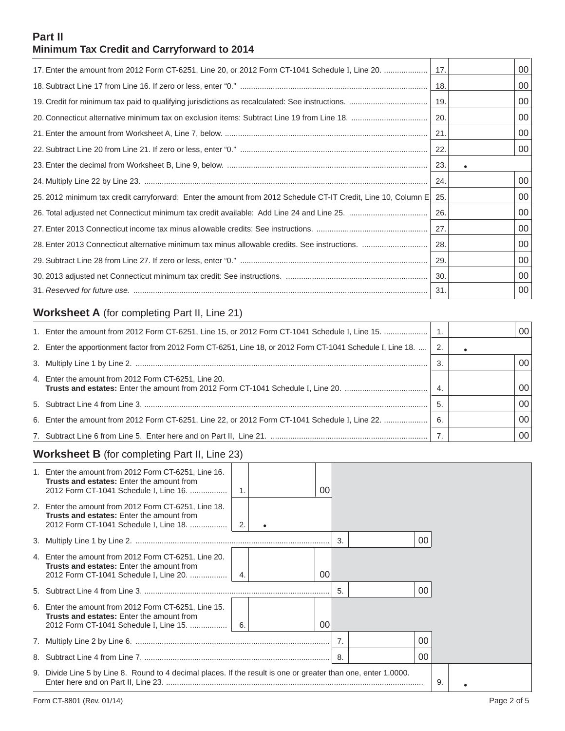## Part II
## Minimum Tax Credit and Carryforward to 2014

| | Line | Amount |
|---|---|---|
| 17. Enter the amount from 2012 Form CT-6251, Line 20, or 2012 Form CT-1041 Schedule I, Line 20. | 17. | 00 |
| 18. Subtract Line 17 from Line 16. If zero or less, enter "0." | 18. | 00 |
| 19. Credit for minimum tax paid to qualifying jurisdictions as recalculated: See instructions. | 19. | 00 |
| 20. Connecticut alternative minimum tax on exclusion items: Subtract Line 19 from Line 18. | 20. | 00 |
| 21. Enter the amount from Worksheet A, Line 7, below. | 21. | 00 |
| 22. Subtract Line 20 from Line 21. If zero or less, enter "0." | 22. | 00 |
| 23. Enter the decimal from Worksheet B, Line 9, below. | 23. | • |
| 24. Multiply Line 22 by Line 23. | 24. | 00 |
| 25. 2012 minimum tax credit carryforward: Enter the amount from 2012 Schedule CT-IT Credit, Line 10, Column E. | 25. | 00 |
| 26. Total adjusted net Connecticut minimum tax credit available: Add Line 24 and Line 25. | 26. | 00 |
| 27. Enter 2013 Connecticut income tax minus allowable credits: See instructions. | 27. | 00 |
| 28. Enter 2013 Connecticut alternative minimum tax minus allowable credits. See instructions. | 28. | 00 |
| 29. Subtract Line 28 from Line 27. If zero or less, enter "0." | 29. | 00 |
| 30. 2013 adjusted net Connecticut minimum tax credit: See instructions. | 30. | 00 |
| 31. *Reserved for future use.* | 31. | 00 |

## Worksheet A (for completing Part II, Line 21)

| | Line | Amount |
|---|---|---|
| 1. Enter the amount from 2012 Form CT-6251, Line 15, or 2012 Form CT-1041 Schedule I, Line 15. | 1. | 00 |
| 2. Enter the apportionment factor from 2012 Form CT-6251, Line 18, or 2012 Form CT-1041 Schedule I, Line 18. | 2. | • |
| 3. Multiply Line 1 by Line 2. | 3. | 00 |
| 4. Enter the amount from 2012 Form CT-6251, Line 20. **Trusts and estates:** Enter the amount from 2012 Form CT-1041 Schedule I, Line 20. | 4. | 00 |
| 5. Subtract Line 4 from Line 3. | 5. | 00 |
| 6. Enter the amount from 2012 Form CT-6251, Line 22, or 2012 Form CT-1041 Schedule I, Line 22. | 6. | 00 |
| 7. Subtract Line 6 from Line 5. Enter here and on Part II, Line 21. | 7. | 00 |

## Worksheet B (for completing Part II, Line 23)

| | Line | Amount | Line | Amount | Line | Amount |
|---|---|---|---|---|---|---|
| 1. Enter the amount from 2012 Form CT-6251, Line 16. **Trusts and estates:** Enter the amount from 2012 Form CT-1041 Schedule I, Line 16. | 1. | 00 | | | | |
| 2. Enter the amount from 2012 Form CT-6251, Line 18. **Trusts and estates:** Enter the amount from 2012 Form CT-1041 Schedule I, Line 18. | 2. | • | | | | |
| 3. Multiply Line 1 by Line 2. | | | 3. | 00 | | |
| 4. Enter the amount from 2012 Form CT-6251, Line 20. **Trusts and estates:** Enter the amount from 2012 Form CT-1041 Schedule I, Line 20. | 4. | 00 | | | | |
| 5. Subtract Line 4 from Line 3. | | | 5. | 00 | | |
| 6. Enter the amount from 2012 Form CT-6251, Line 15. **Trusts and estates:** Enter the amount from 2012 Form CT-1041 Schedule I, Line 15. | 6. | 00 | | | | |
| 7. Multiply Line 2 by Line 6. | | | 7. | 00 | | |
| 8. Subtract Line 4 from Line 7. | | | 8. | 00 | | |
| 9. Divide Line 5 by Line 8. Round to 4 decimal places. If the result is one or greater than one, enter 1.0000. Enter here and on Part II, Line 23. | | | | | 9. | • |

Form CT-8801 (Rev. 01/14)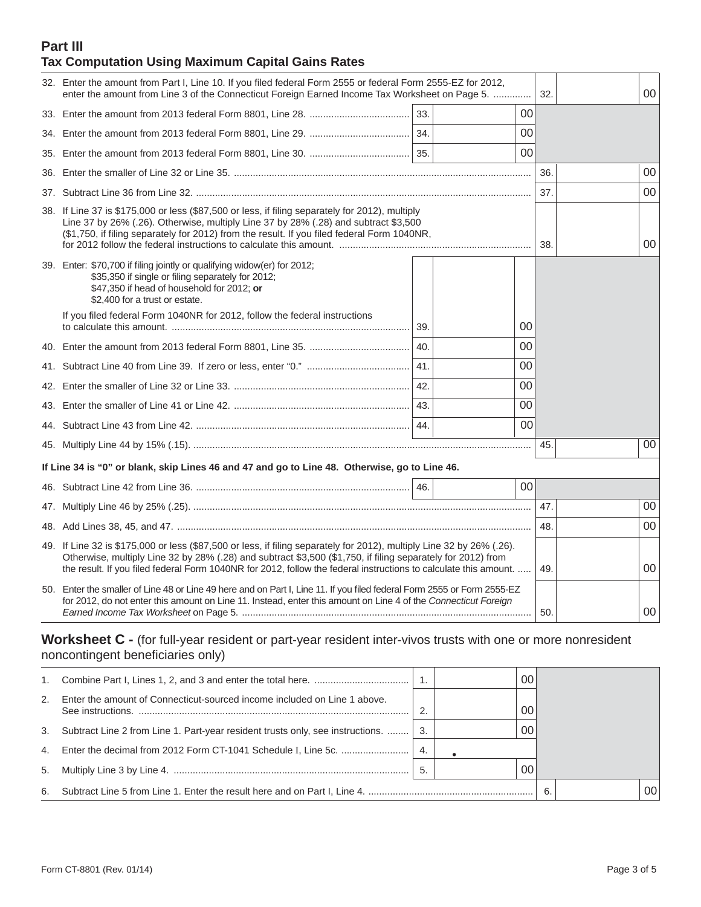## Part III
## Tax Computation Using Maximum Capital Gains Rates

| Line | Description | | | | |
|---|---|---|---|---|---|
| 32. | Enter the amount from Part I, Line 10. If you filed federal Form 2555 or federal Form 2555-EZ for 2012, enter the amount from Line 3 of the Connecticut Foreign Earned Income Tax Worksheet on Page 5. | | | 32. | 00 |
| 33. | Enter the amount from 2013 federal Form 8801, Line 28. | 33. | 00 | | |
| 34. | Enter the amount from 2013 federal Form 8801, Line 29. | 34. | 00 | | |
| 35. | Enter the amount from 2013 federal Form 8801, Line 30. | 35. | 00 | | |
| 36. | Enter the smaller of Line 32 or Line 35. | | | 36. | 00 |
| 37. | Subtract Line 36 from Line 32. | | | 37. | 00 |
| 38. | If Line 37 is $175,000 or less ($87,500 or less, if filing separately for 2012), multiply Line 37 by 26% (.26). Otherwise, multiply Line 37 by 28% (.28) and subtract $3,500 ($1,750, if filing separately for 2012) from the result. If you filed federal Form 1040NR, for 2012 follow the federal instructions to calculate this amount. | | | 38. | 00 |
| 39. | Enter: $70,700 if filing jointly or qualifying widow(er) for 2012; $35,350 if single or filing separately for 2012; $47,350 if head of household for 2012; **or** $2,400 for a trust or estate. If you filed federal Form 1040NR for 2012, follow the federal instructions to calculate this amount. | 39. | 00 | | |
| 40. | Enter the amount from 2013 federal Form 8801, Line 35. | 40. | 00 | | |
| 41. | Subtract Line 40 from Line 39. If zero or less, enter "0." | 41. | 00 | | |
| 42. | Enter the smaller of Line 32 or Line 33. | 42. | 00 | | |
| 43. | Enter the smaller of Line 41 or Line 42. | 43. | 00 | | |
| 44. | Subtract Line 43 from Line 42. | 44. | 00 | | |
| 45. | Multiply Line 44 by 15% (.15). | | | 45. | 00 |
| | **If Line 34 is "0" or blank, skip Lines 46 and 47 and go to Line 48. Otherwise, go to Line 46.** | | | | |
| 46. | Subtract Line 42 from Line 36. | 46. | 00 | | |
| 47. | Multiply Line 46 by 25% (.25). | | | 47. | 00 |
| 48. | Add Lines 38, 45, and 47. | | | 48. | 00 |
| 49. | If Line 32 is $175,000 or less ($87,500 or less, if filing separately for 2012), multiply Line 32 by 26% (.26). Otherwise, multiply Line 32 by 28% (.28) and subtract $3,500 ($1,750, if filing separately for 2012) from the result. If you filed federal Form 1040NR for 2012, follow the federal instructions to calculate this amount. | | | 49. | 00 |
| 50. | Enter the smaller of Line 48 or Line 49 here and on Part I, Line 11. If you filed federal Form 2555 or Form 2555-EZ for 2012, do not enter this amount on Line 11. Instead, enter this amount on Line 4 of the *Connecticut Foreign Earned Income Tax Worksheet* on Page 5. | | | 50. | 00 |

## Worksheet C - (for full-year resident or part-year resident inter-vivos trusts with one or more nonresident noncontingent beneficiaries only)

| Line | Description | | | | |
|---|---|---|---|---|---|
| 1. | Combine Part I, Lines 1, 2, and 3 and enter the total here. | 1. | 00 | | |
| 2. | Enter the amount of Connecticut-sourced income included on Line 1 above. See instructions. | 2. | 00 | | |
| 3. | Subtract Line 2 from Line 1. Part-year resident trusts only, see instructions. | 3. | 00 | | |
| 4. | Enter the decimal from 2012 Form CT-1041 Schedule I, Line 5c. | 4. | . | | |
| 5. | Multiply Line 3 by Line 4. | 5. | 00 | | |
| 6. | Subtract Line 5 from Line 1. Enter the result here and on Part I, Line 4. | | | 6. | 00 |

Form CT-8801 (Rev. 01/14)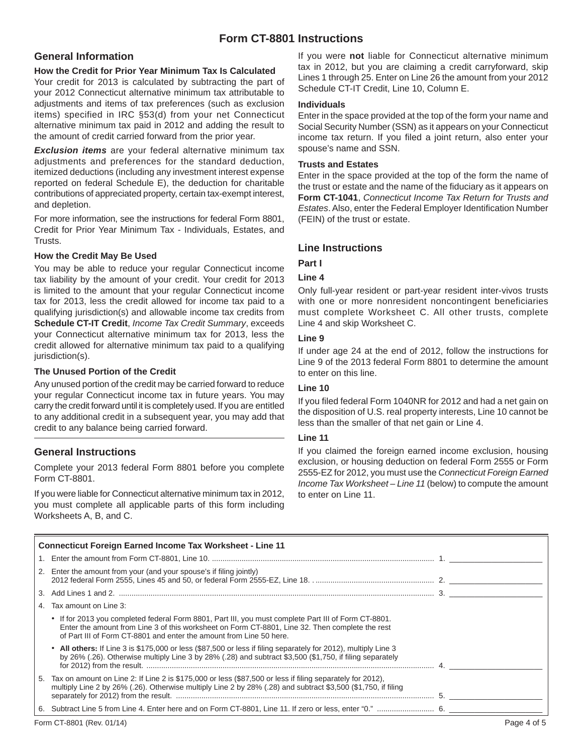# Form CT-8801 Instructions

## General Information

### How the Credit for Prior Year Minimum Tax Is Calculated

Your credit for 2013 is calculated by subtracting the part of your 2012 Connecticut alternative minimum tax attributable to adjustments and items of tax preferences (such as exclusion items) specified in IRC §53(d) from your net Connecticut alternative minimum tax paid in 2012 and adding the result to the amount of credit carried forward from the prior year.

***Exclusion items*** are your federal alternative minimum tax adjustments and preferences for the standard deduction, itemized deductions (including any investment interest expense reported on federal Schedule E), the deduction for charitable contributions of appreciated property, certain tax-exempt interest, and depletion.

For more information, see the instructions for federal Form 8801, Credit for Prior Year Minimum Tax - Individuals, Estates, and Trusts.

### How the Credit May Be Used

You may be able to reduce your regular Connecticut income tax liability by the amount of your credit. Your credit for 2013 is limited to the amount that your regular Connecticut income tax for 2013, less the credit allowed for income tax paid to a qualifying jurisdiction(s) and allowable income tax credits from **Schedule CT-IT Credit**, *Income Tax Credit Summary*, exceeds your Connecticut alternative minimum tax for 2013, less the credit allowed for alternative minimum tax paid to a qualifying jurisdiction(s).

### The Unused Portion of the Credit

Any unused portion of the credit may be carried forward to reduce your regular Connecticut income tax in future years. You may carry the credit forward until it is completely used. If you are entitled to any additional credit in a subsequent year, you may add that credit to any balance being carried forward.

## General Instructions

Complete your 2013 federal Form 8801 before you complete Form CT-8801.

If you were liable for Connecticut alternative minimum tax in 2012, you must complete all applicable parts of this form including Worksheets A, B, and C.

If you were **not** liable for Connecticut alternative minimum tax in 2012, but you are claiming a credit carryforward, skip Lines 1 through 25. Enter on Line 26 the amount from your 2012 Schedule CT-IT Credit, Line 10, Column E.

### Individuals

Enter in the space provided at the top of the form your name and Social Security Number (SSN) as it appears on your Connecticut income tax return. If you filed a joint return, also enter your spouse's name and SSN.

### Trusts and Estates

Enter in the space provided at the top of the form the name of the trust or estate and the name of the fiduciary as it appears on **Form CT-1041**, *Connecticut Income Tax Return for Trusts and Estates*. Also, enter the Federal Employer Identification Number (FEIN) of the trust or estate.

## Line Instructions

### Part I

### Line 4

Only full-year resident or part-year resident inter-vivos trusts with one or more nonresident noncontingent beneficiaries must complete Worksheet C. All other trusts, complete Line 4 and skip Worksheet C.

### Line 9

If under age 24 at the end of 2012, follow the instructions for Line 9 of the 2013 federal Form 8801 to determine the amount to enter on this line.

### Line 10

If you filed federal Form 1040NR for 2012 and had a net gain on the disposition of U.S. real property interests, Line 10 cannot be less than the smaller of that net gain or Line 4.

### Line 11

If you claimed the foreign earned income exclusion, housing exclusion, or housing deduction on federal Form 2555 or Form 2555-EZ for 2012, you must use the *Connecticut Foreign Earned Income Tax Worksheet – Line 11* (below) to compute the amount to enter on Line 11.

| **Connecticut Foreign Earned Income Tax Worksheet - Line 11** | | |
|---|---|---|
| 1. Enter the amount from Form CT-8801, Line 10. | 1. | |
| 2. Enter the amount from your (and your spouse's if filing jointly) 2012 federal Form 2555, Lines 45 and 50, or federal Form 2555-EZ, Line 18. | 2. | |
| 3. Add Lines 1 and 2. | 3. | |
| 4. Tax amount on Line 3:<br>• If for 2013 you completed federal Form 8801, Part III, you must complete Part III of Form CT-8801. Enter the amount from Line 3 of this worksheet on Form CT-8801, Line 32. Then complete the rest of Part III of Form CT-8801 and enter the amount from Line 50 here.<br>• **All others:** If Line 3 is $175,000 or less ($87,500 or less if filing separately for 2012), multiply Line 3 by 26% (.26). Otherwise multiply Line 3 by 28% (.28) and subtract $3,500 ($1,750, if filing separately for 2012) from the result. | 4. | |
| 5. Tax amount on Line 2: If Line 2 is $175,000 or less ($87,500 or less if filing separately for 2012), multiply Line 2 by 26% (.26). Otherwise multiply Line 2 by 28% (.28) and subtract $3,500 ($1,750, if filing separately for 2012) from the result. | 5. | |
| 6. Subtract Line 5 from Line 4. Enter here and on Form CT-8801, Line 11. If zero or less, enter "0." | 6. | |

Form CT-8801 (Rev. 01/14)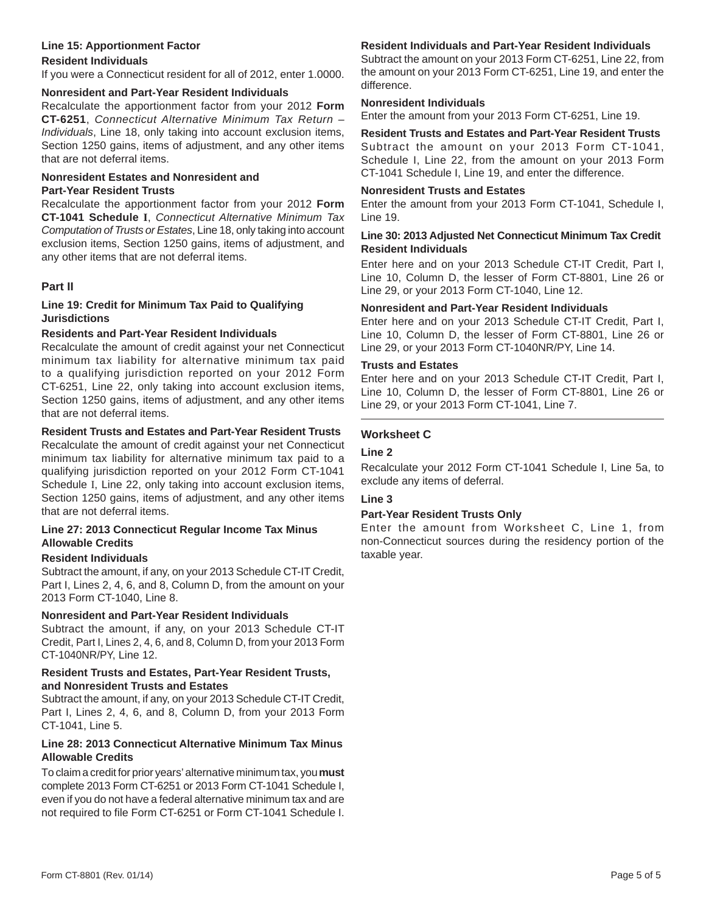### Line 15: Apportionment Factor

**Resident Individuals**

If you were a Connecticut resident for all of 2012, enter 1.0000.

**Nonresident and Part-Year Resident Individuals**

Recalculate the apportionment factor from your 2012 **Form CT-6251**, *Connecticut Alternative Minimum Tax Return – Individuals*, Line 18, only taking into account exclusion items, Section 1250 gains, items of adjustment, and any other items that are not deferral items.

**Nonresident Estates and Nonresident and Part-Year Resident Trusts**

Recalculate the apportionment factor from your 2012 **Form CT-1041 Schedule I**, *Connecticut Alternative Minimum Tax Computation of Trusts or Estates*, Line 18, only taking into account exclusion items, Section 1250 gains, items of adjustment, and any other items that are not deferral items.

## Part II

### Line 19: Credit for Minimum Tax Paid to Qualifying Jurisdictions

**Residents and Part-Year Resident Individuals**

Recalculate the amount of credit against your net Connecticut minimum tax liability for alternative minimum tax paid to a qualifying jurisdiction reported on your 2012 Form CT-6251, Line 22, only taking into account exclusion items, Section 1250 gains, items of adjustment, and any other items that are not deferral items.

**Resident Trusts and Estates and Part-Year Resident Trusts**

Recalculate the amount of credit against your net Connecticut minimum tax liability for alternative minimum tax paid to a qualifying jurisdiction reported on your 2012 Form CT-1041 Schedule I, Line 22, only taking into account exclusion items, Section 1250 gains, items of adjustment, and any other items that are not deferral items.

### Line 27: 2013 Connecticut Regular Income Tax Minus Allowable Credits

**Resident Individuals**

Subtract the amount, if any, on your 2013 Schedule CT-IT Credit, Part I, Lines 2, 4, 6, and 8, Column D, from the amount on your 2013 Form CT-1040, Line 8.

**Nonresident and Part-Year Resident Individuals**

Subtract the amount, if any, on your 2013 Schedule CT-IT Credit, Part I, Lines 2, 4, 6, and 8, Column D, from your 2013 Form CT-1040NR/PY, Line 12.

**Resident Trusts and Estates, Part-Year Resident Trusts, and Nonresident Trusts and Estates**

Subtract the amount, if any, on your 2013 Schedule CT-IT Credit, Part I, Lines 2, 4, 6, and 8, Column D, from your 2013 Form CT-1041, Line 5.

### Line 28: 2013 Connecticut Alternative Minimum Tax Minus Allowable Credits

To claim a credit for prior years' alternative minimum tax, you **must** complete 2013 Form CT-6251 or 2013 Form CT-1041 Schedule I, even if you do not have a federal alternative minimum tax and are not required to file Form CT-6251 or Form CT-1041 Schedule I.

**Resident Individuals and Part-Year Resident Individuals**

Subtract the amount on your 2013 Form CT-6251, Line 22, from the amount on your 2013 Form CT-6251, Line 19, and enter the difference.

**Nonresident Individuals**

Enter the amount from your 2013 Form CT-6251, Line 19.

**Resident Trusts and Estates and Part-Year Resident Trusts**

Subtract the amount on your 2013 Form CT-1041, Schedule I, Line 22, from the amount on your 2013 Form CT-1041 Schedule I, Line 19, and enter the difference.

**Nonresident Trusts and Estates**

Enter the amount from your 2013 Form CT-1041, Schedule I, Line 19.

### Line 30: 2013 Adjusted Net Connecticut Minimum Tax Credit

**Resident Individuals**

Enter here and on your 2013 Schedule CT-IT Credit, Part I, Line 10, Column D, the lesser of Form CT-8801, Line 26 or Line 29, or your 2013 Form CT-1040, Line 12.

**Nonresident and Part-Year Resident Individuals**

Enter here and on your 2013 Schedule CT-IT Credit, Part I, Line 10, Column D, the lesser of Form CT-8801, Line 26 or Line 29, or your 2013 Form CT-1040NR/PY, Line 14.

**Trusts and Estates**

Enter here and on your 2013 Schedule CT-IT Credit, Part I, Line 10, Column D, the lesser of Form CT-8801, Line 26 or Line 29, or your 2013 Form CT-1041, Line 7.

---

## Worksheet C

### Line 2

Recalculate your 2012 Form CT-1041 Schedule I, Line 5a, to exclude any items of deferral.

### Line 3

**Part-Year Resident Trusts Only**

Enter the amount from Worksheet C, Line 1, from non-Connecticut sources during the residency portion of the taxable year.